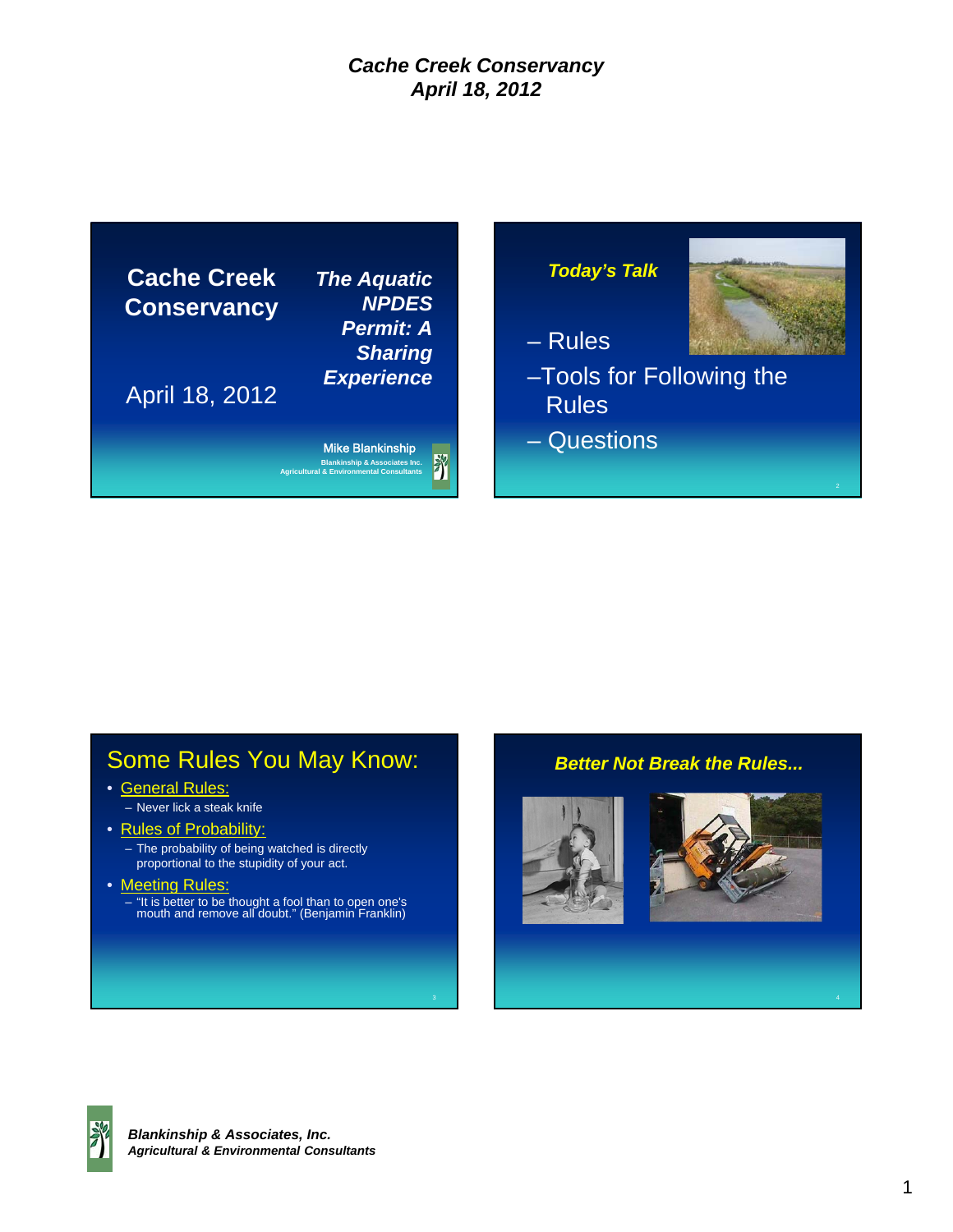# Cache Creek Conservancy
## April 18, 2012

**Cache Creek Conservancy**

April 18, 2012

***The Aquatic NPDES Permit: A Sharing Experience***

Mike Blankinship
Blankinship & Associates Inc.
Agricultural & Environmental Consultants

***Today's Talk***

– Rules
– Tools for Following the Rules
– Questions

## Some Rules You May Know:

- General Rules:
  - Never lick a steak knife
- Rules of Probability:
  - The probability of being watched is directly proportional to the stupidity of your act.
- Meeting Rules:
  - "It is better to be thought a fool than to open one's mouth and remove all doubt." (Benjamin Franklin)

***Better Not Break the Rules...***

***Blankinship & Associates, Inc.***
***Agricultural & Environmental Consultants***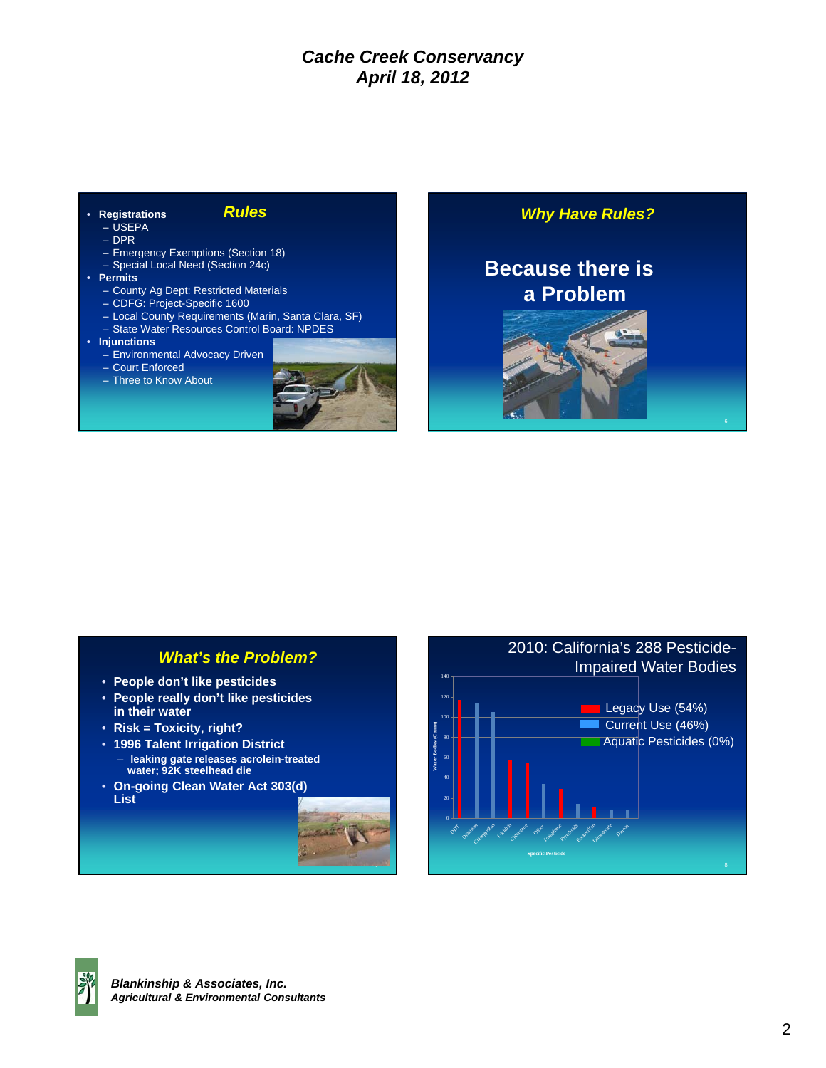## Rules

- **Registrations**
  - USEPA
  - DPR
  - Emergency Exemptions (Section 18)
  - Special Local Need (Section 24c)
- **Permits**
  - County Ag Dept: Restricted Materials
  - CDFG: Project-Specific 1600
  - Local County Requirements (Marin, Santa Clara, SF)
  - State Water Resources Control Board: NPDES
- **Injunctions**
  - Environmental Advocacy Driven
  - Court Enforced
  - Three to Know About

## Why Have Rules?

**Because there is a Problem**

## What's the Problem?

- **People don't like pesticides**
- **People really don't like pesticides in their water**
- **Risk = Toxicity, right?**
- **1996 Talent Irrigation District**
  - **leaking gate releases acrolein-treated water; 92K steelhead die**
- **On-going Clean Water Act 303(d) List**

## 2010: California's 288 Pesticide-Impaired Water Bodies

- Legacy Use (54%)
- Current Use (46%)
- Aquatic Pesticides (0%)

Y-axis: Water Bodies (Count) (0–140)

X-axis: Specific Pesticide — DDT, Diazinon, Chlorpyrifos, Dieldrin, Chlordane, Other, Toxaphene, Pyrethroids, Endosulfan, Dimethoate, Diuron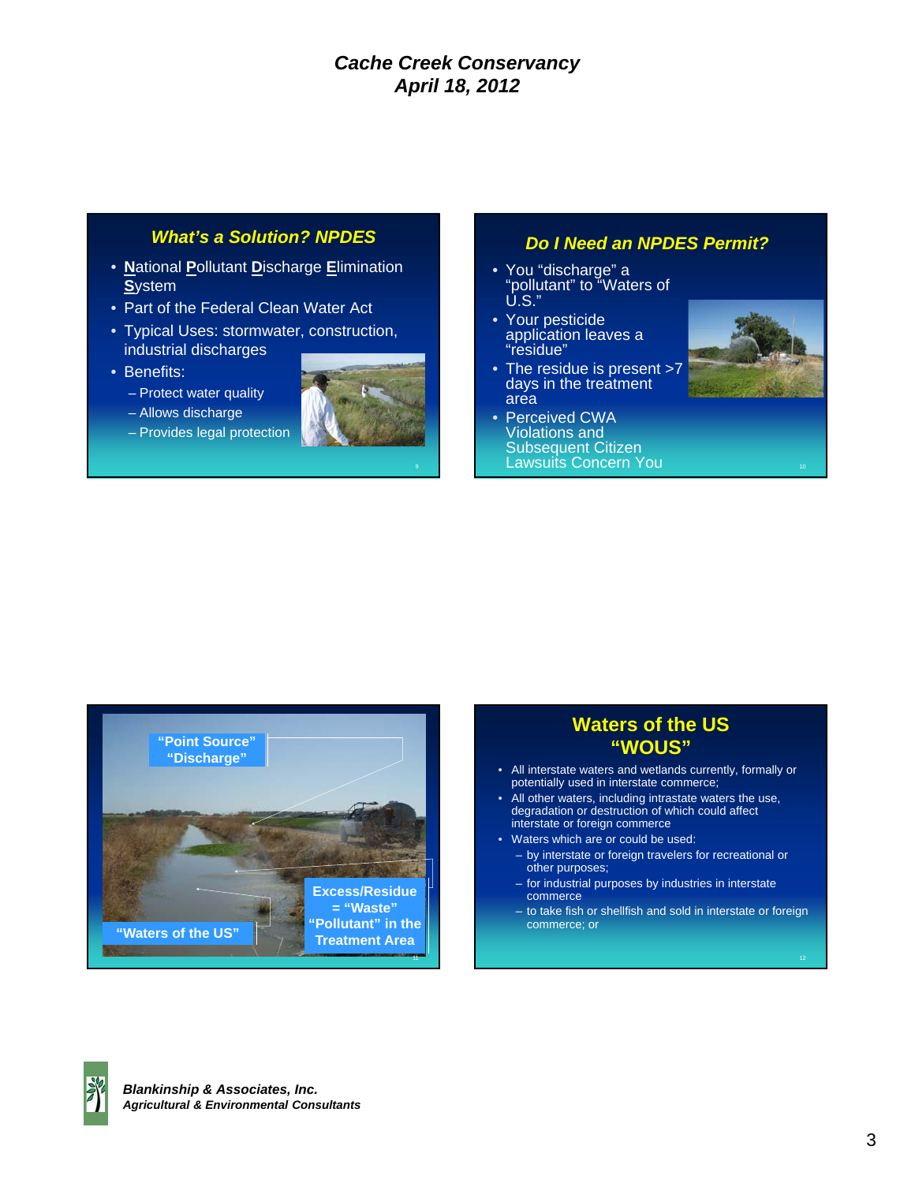## What's a Solution? NPDES

- **N**ational **P**ollutant **D**ischarge **E**limination **S**ystem
- Part of the Federal Clean Water Act
- Typical Uses: stormwater, construction, industrial discharges
- Benefits:
  - Protect water quality
  - Allows discharge
  - Provides legal protection

## Do I Need an NPDES Permit?

- You "discharge" a "pollutant" to "Waters of U.S."
- Your pesticide application leaves a "residue"
- The residue is present >7 days in the treatment area
- Perceived CWA Violations and Subsequent Citizen Lawsuits Concern You

"Point Source" "Discharge"

Excess/Residue = "Waste" "Pollutant" in the Treatment Area

"Waters of the US"

## Waters of the US "WOUS"

- All interstate waters and wetlands currently, formally or potentially used in interstate commerce;
- All other waters, including intrastate waters the use, degradation or destruction of which could affect interstate or foreign commerce
- Waters which are or could be used:
  - by interstate or foreign travelers for recreational or other purposes;
  - for industrial purposes by industries in interstate commerce
  - to take fish or shellfish and sold in interstate or foreign commerce; or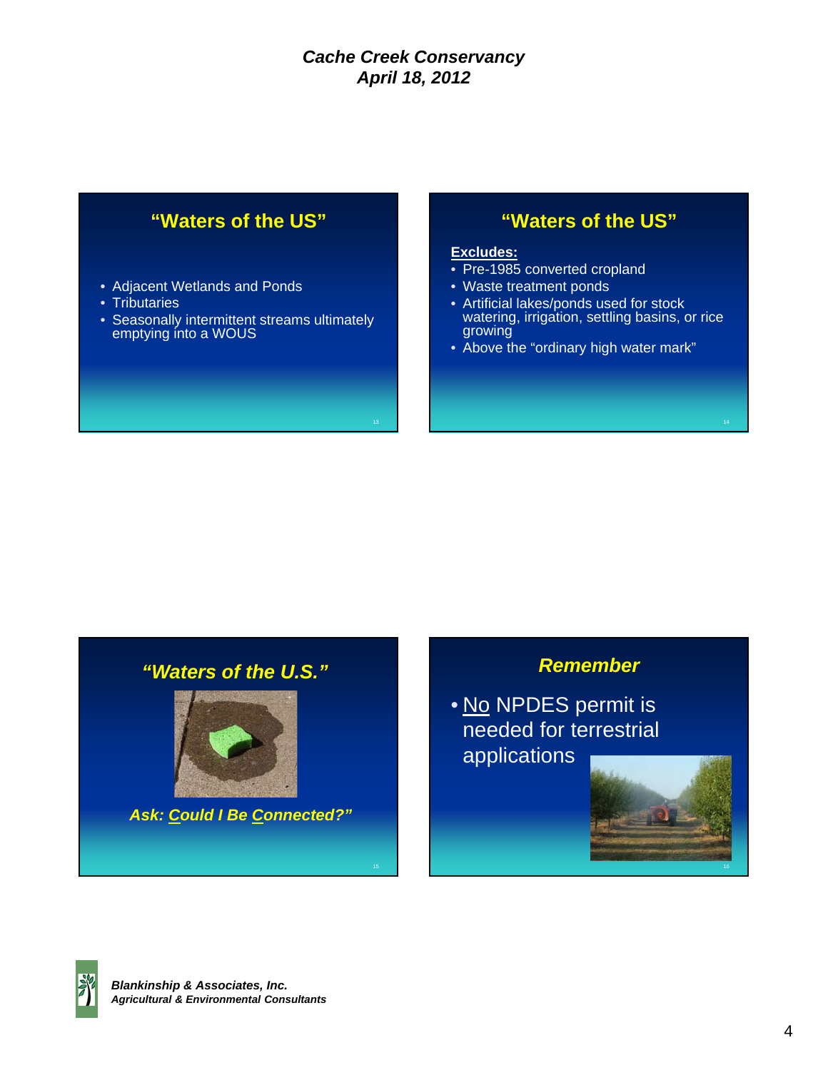## "Waters of the US"

- Adjacent Wetlands and Ponds
- Tributaries
- Seasonally intermittent streams ultimately emptying into a WOUS

## "Waters of the US"

**Excludes:**

- Pre-1985 converted cropland
- Waste treatment ponds
- Artificial lakes/ponds used for stock watering, irrigation, settling basins, or rice growing
- Above the "ordinary high water mark"

## *"Waters of the U.S."*

***Ask: Could I Be Connected?"***

## *Remember*

- No NPDES permit is needed for terrestrial applications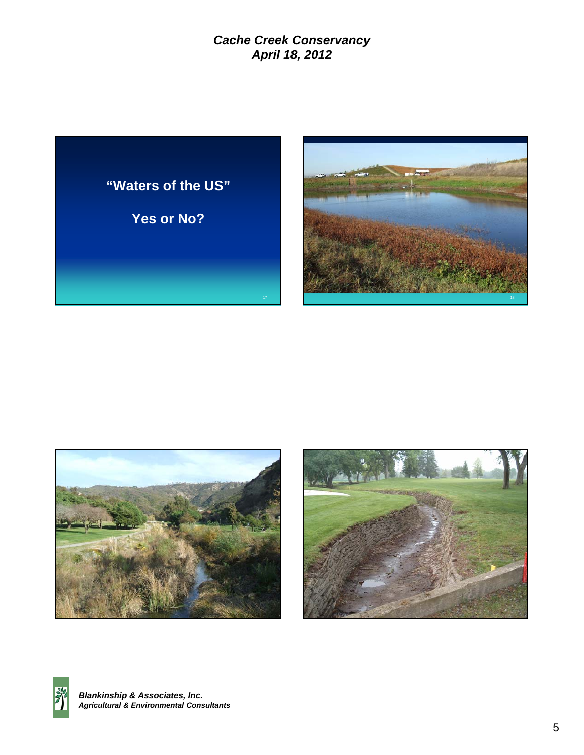## “Waters of the US”

## Yes or No?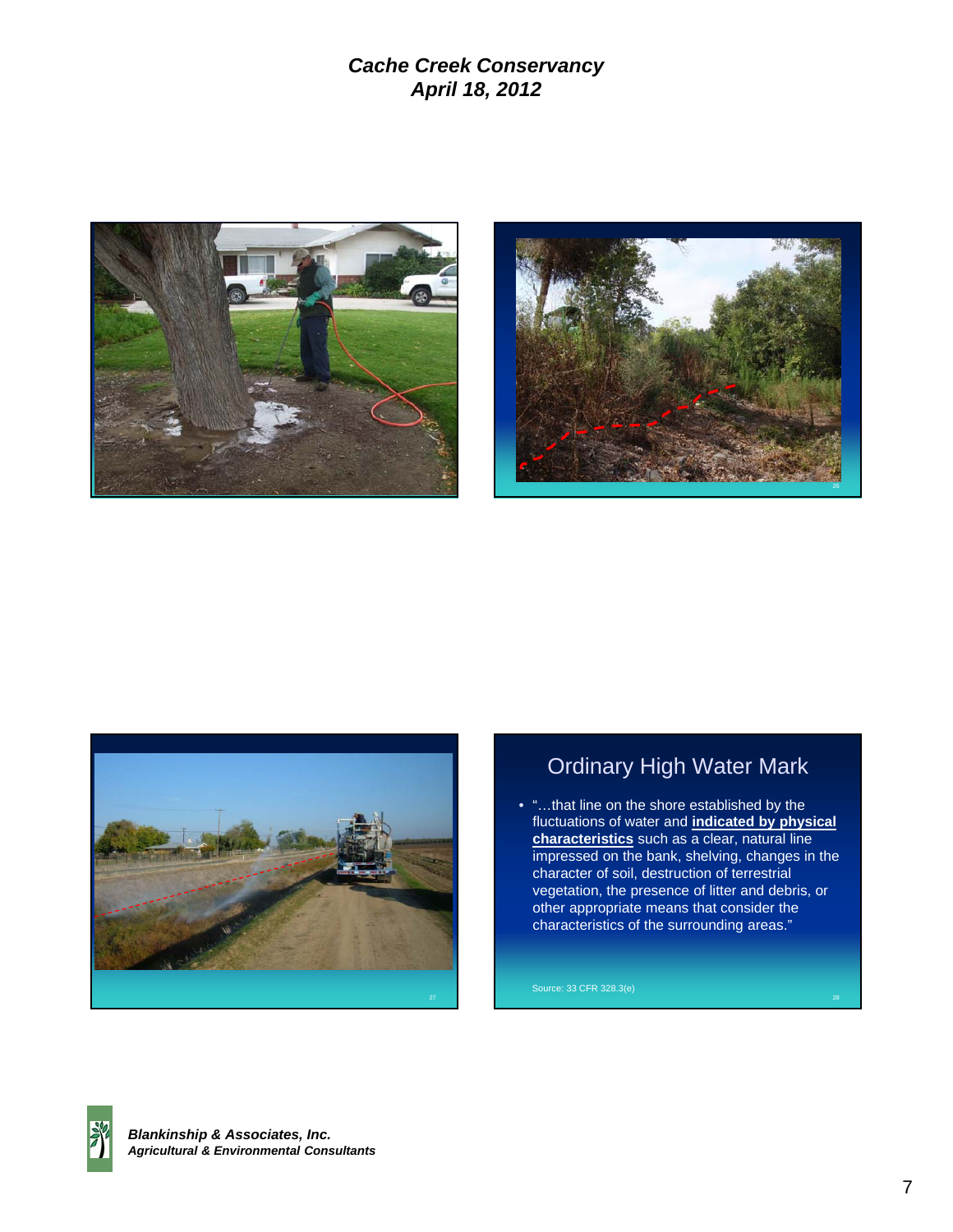## Ordinary High Water Mark

- "…that line on the shore established by the fluctuations of water and **indicated by physical characteristics** such as a clear, natural line impressed on the bank, shelving, changes in the character of soil, destruction of terrestrial vegetation, the presence of litter and debris, or other appropriate means that consider the characteristics of the surrounding areas."

Source: 33 CFR 328.3(e)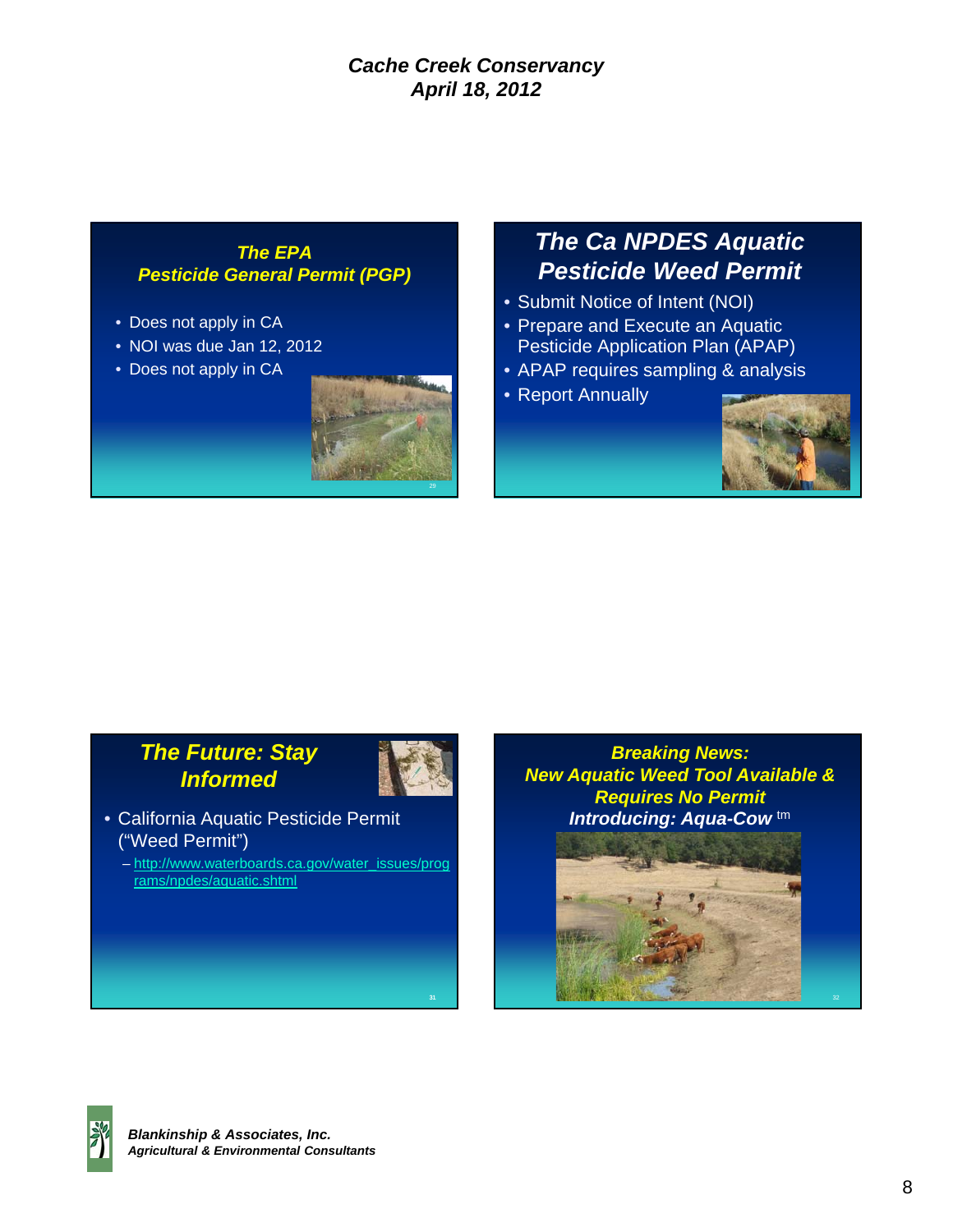## The EPA Pesticide General Permit (PGP)

- Does not apply in CA
- NOI was due Jan 12, 2012
- Does not apply in CA

## The Ca NPDES Aquatic Pesticide Weed Permit

- Submit Notice of Intent (NOI)
- Prepare and Execute an Aquatic Pesticide Application Plan (APAP)
- APAP requires sampling & analysis
- Report Annually

## The Future: Stay Informed

- California Aquatic Pesticide Permit ("Weed Permit")
  - http://www.waterboards.ca.gov/water_issues/programs/npdes/aquatic.shtml

## Breaking News: New Aquatic Weed Tool Available & Requires No Permit

**Introducing: Aqua-Cow tm**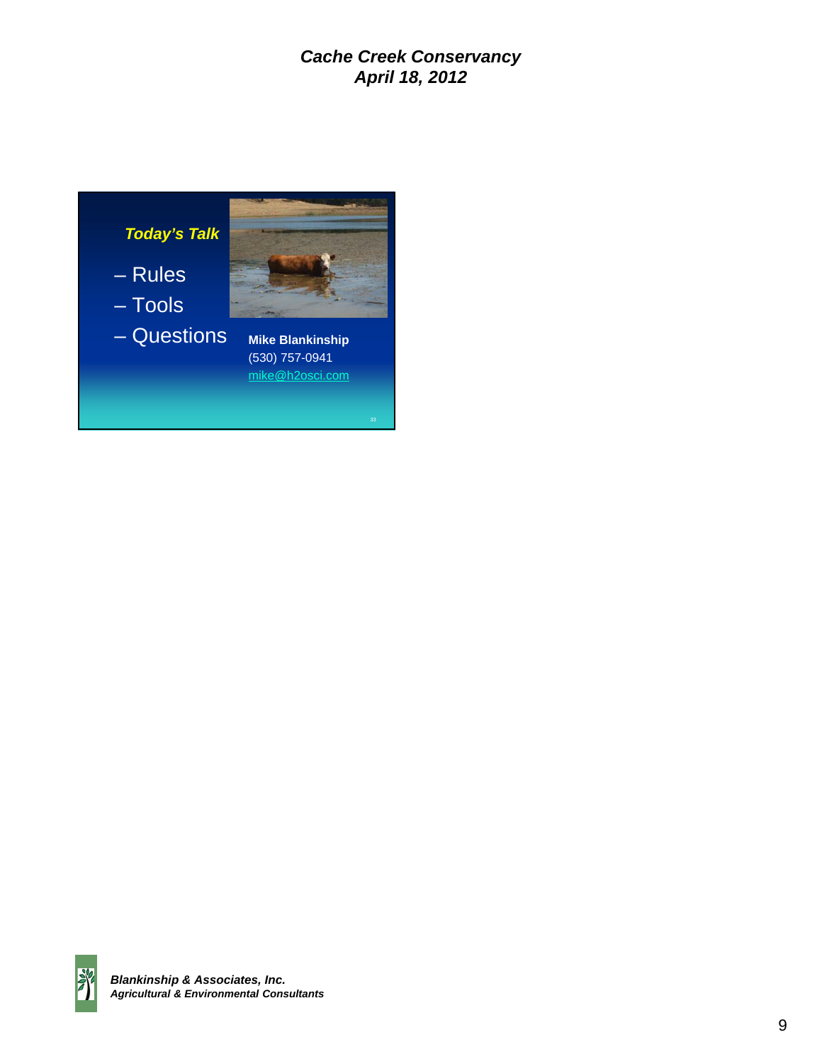*Today's Talk*

- Rules
- Tools
- Questions

**Mike Blankinship**
(530) 757-0941
mike@h2osci.com